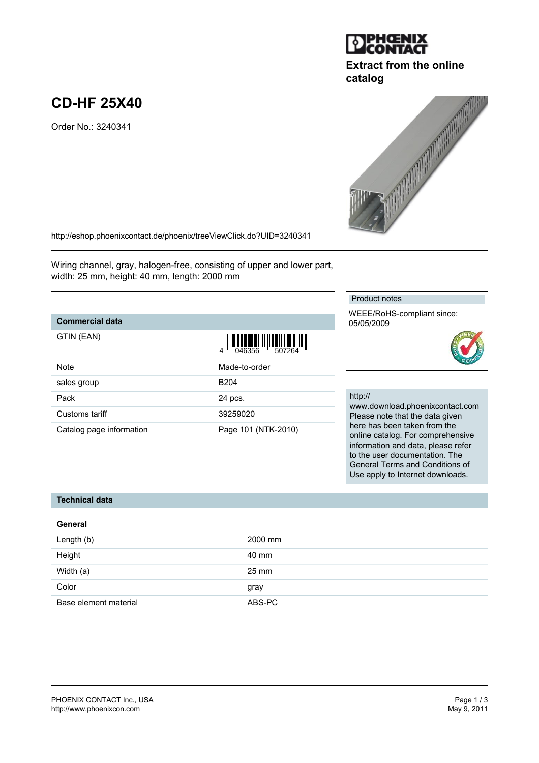Extract from the online catalog

# CD-HF 25X40

Order No.: 3240341

http://eshop.phoenixcontact.de/phoenix/treeViewClick.do?UID=3240341

Wiring channel, gray, halogen-free, consisting of upper and lower part, width: 25 mm, height: 40 mm, length: 2000 mm

| Commercial data | |
|---|---|
| GTIN (EAN) | 4 046356 507264 |
| Note | Made-to-order |
| sales group | B204 |
| Pack | 24 pcs. |
| Customs tariff | 39259020 |
| Catalog page information | Page 101 (NTK-2010) |

Product notes

WEEE/RoHS-compliant since: 05/05/2009

http://www.download.phoenixcontact.com
Please note that the data given here has been taken from the online catalog. For comprehensive information and data, please refer to the user documentation. The General Terms and Conditions of Use apply to Internet downloads.

## Technical data

### General

| | |
|---|---|
| Length (b) | 2000 mm |
| Height | 40 mm |
| Width (a) | 25 mm |
| Color | gray |
| Base element material | ABS-PC |

PHOENIX CONTACT Inc., USA
http://www.phoenixcon.com

May 9, 2011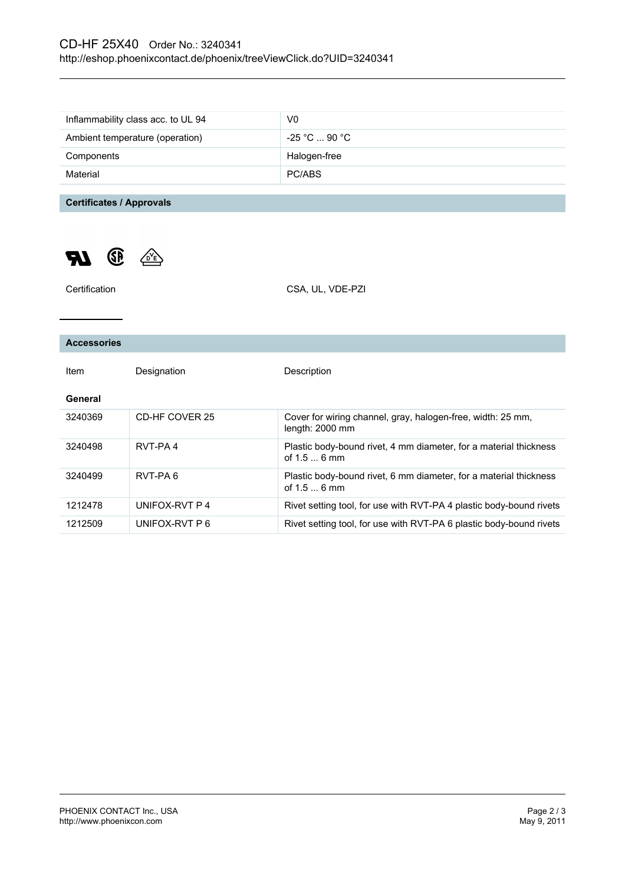| Inflammability class acc. to UL 94 | V0 |
|---|---|
| Ambient temperature (operation) | -25 °C ... 90 °C |
| Components | Halogen-free |
| Material | PC/ABS |

## Certificates / Approvals

| Certification | CSA, UL, VDE-PZI |
|---|---|

## Accessories

| Item | Designation | Description |
|---|---|---|
| **General** | | |
| 3240369 | CD-HF COVER 25 | Cover for wiring channel, gray, halogen-free, width: 25 mm, length: 2000 mm |
| 3240498 | RVT-PA 4 | Plastic body-bound rivet, 4 mm diameter, for a material thickness of 1.5 ... 6 mm |
| 3240499 | RVT-PA 6 | Plastic body-bound rivet, 6 mm diameter, for a material thickness of 1.5 ... 6 mm |
| 1212478 | UNIFOX-RVT P 4 | Rivet setting tool, for use with RVT-PA 4 plastic body-bound rivets |
| 1212509 | UNIFOX-RVT P 6 | Rivet setting tool, for use with RVT-PA 6 plastic body-bound rivets |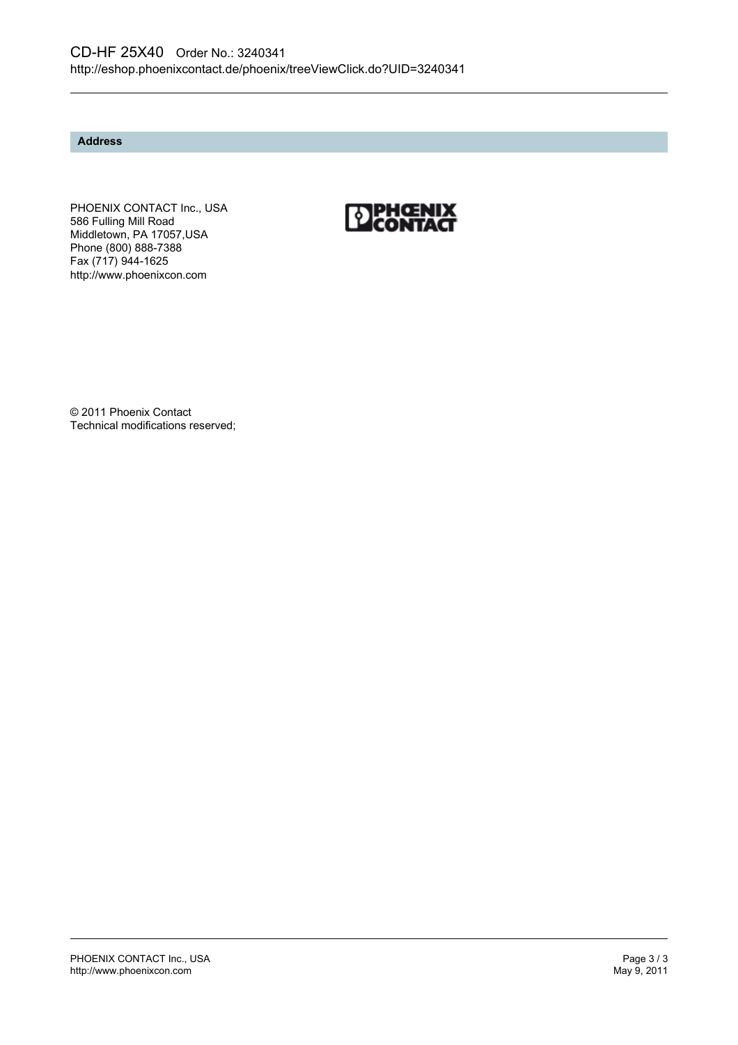## Address

PHOENIX CONTACT Inc., USA
586 Fulling Mill Road
Middletown, PA 17057,USA
Phone (800) 888-7388
Fax (717) 944-1625
http://www.phoenixcon.com

© 2011 Phoenix Contact
Technical modifications reserved;